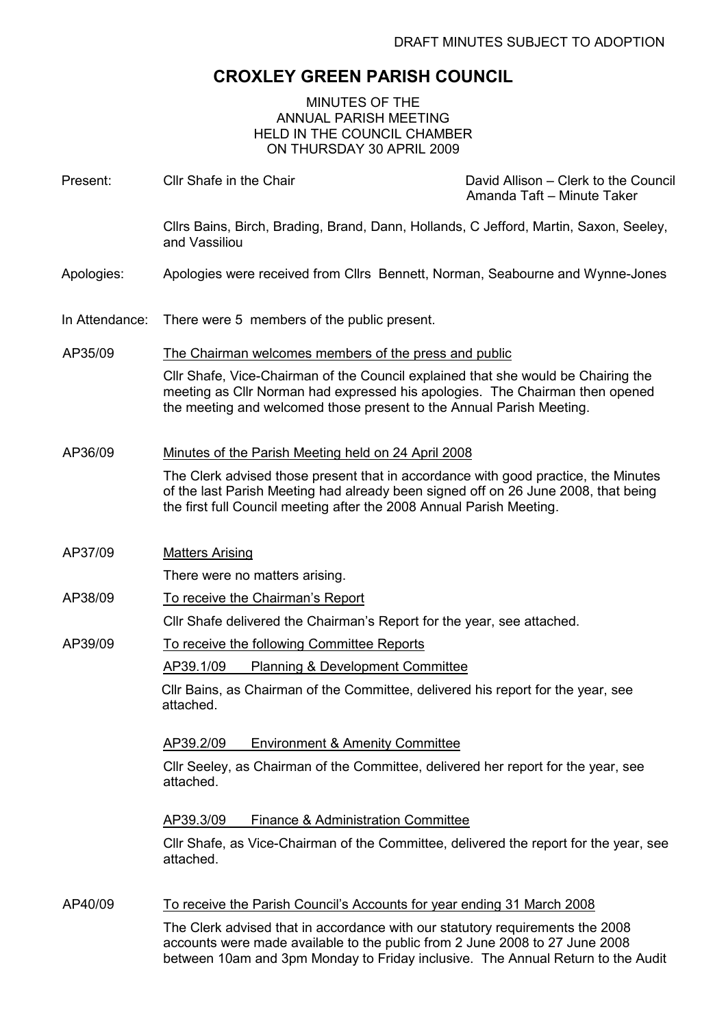DRAFT MINUTES SUBJECT TO ADOPTION

# CROXLEY GREEN PARISH COUNCIL

MINUTES OF THE
ANNUAL PARISH MEETING
HELD IN THE COUNCIL CHAMBER
ON THURSDAY 30 APRIL 2009

**Present:** Cllr Shafe in the Chair — David Allison – Clerk to the Council; Amanda Taft – Minute Taker

Cllrs Bains, Birch, Brading, Brand, Dann, Hollands, C Jefford, Martin, Saxon, Seeley, and Vassiliou

**Apologies:** Apologies were received from Cllrs Bennett, Norman, Seabourne and Wynne-Jones

**In Attendance:** There were 5 members of the public present.

**AP35/09** The Chairman welcomes members of the press and public

Cllr Shafe, Vice-Chairman of the Council explained that she would be Chairing the meeting as Cllr Norman had expressed his apologies. The Chairman then opened the meeting and welcomed those present to the Annual Parish Meeting.

**AP36/09** Minutes of the Parish Meeting held on 24 April 2008

The Clerk advised those present that in accordance with good practice, the Minutes of the last Parish Meeting had already been signed off on 26 June 2008, that being the first full Council meeting after the 2008 Annual Parish Meeting.

**AP37/09** Matters Arising

There were no matters arising.

**AP38/09** To receive the Chairman's Report

Cllr Shafe delivered the Chairman's Report for the year, see attached.

**AP39/09** To receive the following Committee Reports

AP39.1/09 Planning & Development Committee

Cllr Bains, as Chairman of the Committee, delivered his report for the year, see attached.

AP39.2/09 Environment & Amenity Committee

Cllr Seeley, as Chairman of the Committee, delivered her report for the year, see attached.

AP39.3/09 Finance & Administration Committee

Cllr Shafe, as Vice-Chairman of the Committee, delivered the report for the year, see attached.

**AP40/09** To receive the Parish Council's Accounts for year ending 31 March 2008

The Clerk advised that in accordance with our statutory requirements the 2008 accounts were made available to the public from 2 June 2008 to 27 June 2008 between 10am and 3pm Monday to Friday inclusive. The Annual Return to the Audit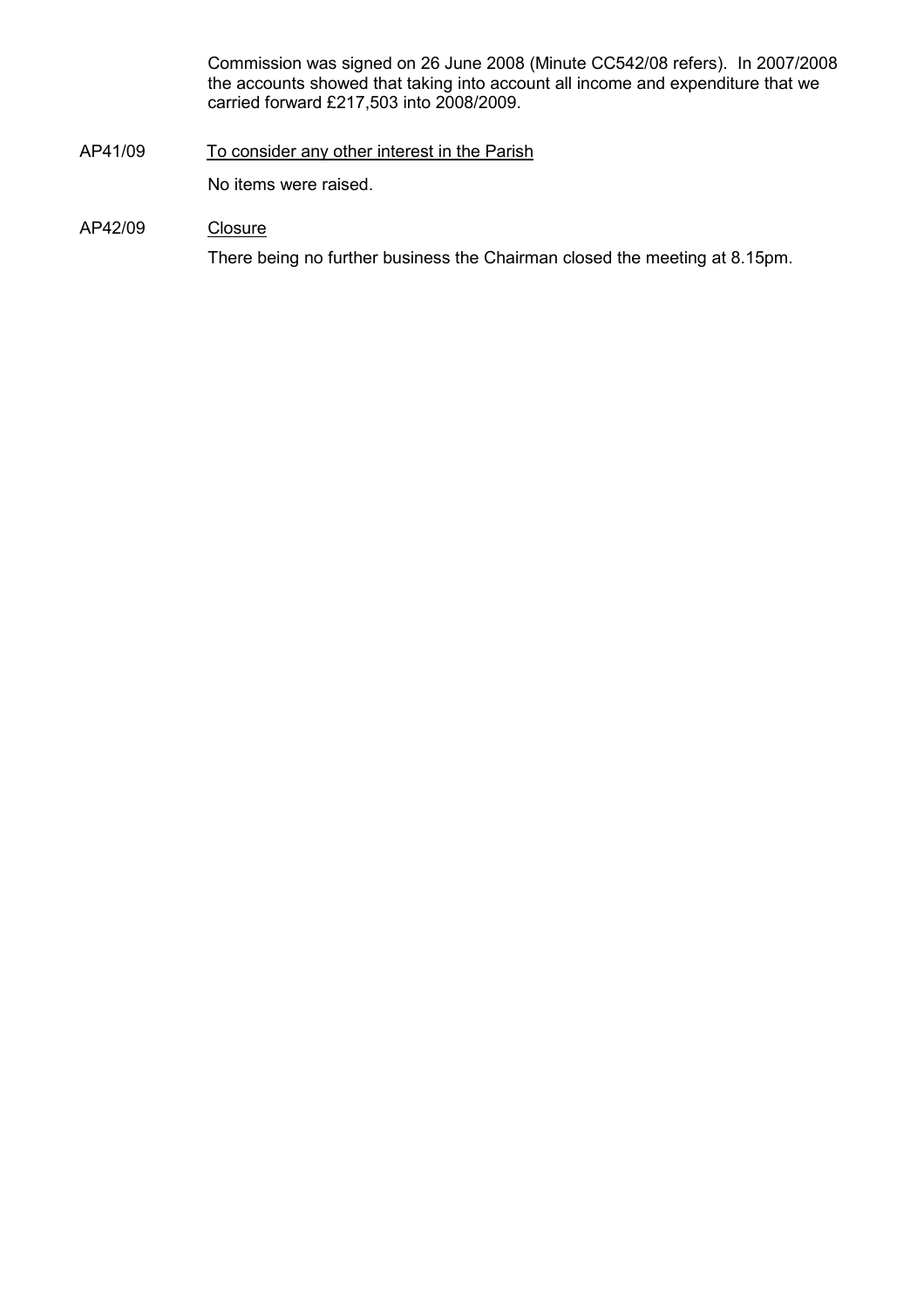Commission was signed on 26 June 2008 (Minute CC542/08 refers). In 2007/2008 the accounts showed that taking into account all income and expenditure that we carried forward £217,503 into 2008/2009.

AP41/09 To consider any other interest in the Parish

No items were raised.

AP42/09 Closure

There being no further business the Chairman closed the meeting at 8.15pm.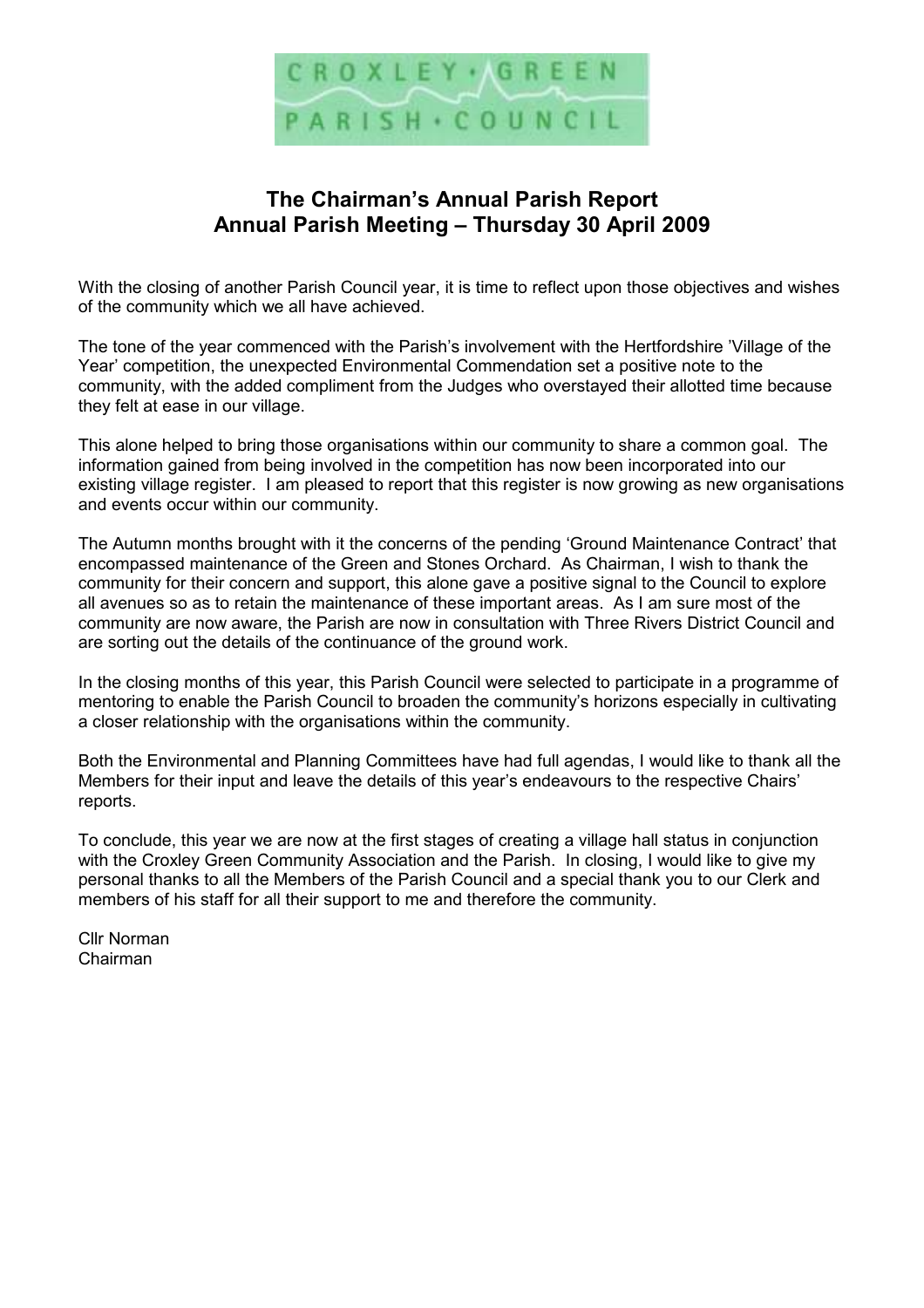CROXLEY • GREEN
PARISH • COUNCIL

# The Chairman's Annual Parish Report
# Annual Parish Meeting – Thursday 30 April 2009

With the closing of another Parish Council year, it is time to reflect upon those objectives and wishes of the community which we all have achieved.

The tone of the year commenced with the Parish's involvement with the Hertfordshire 'Village of the Year' competition, the unexpected Environmental Commendation set a positive note to the community, with the added compliment from the Judges who overstayed their allotted time because they felt at ease in our village.

This alone helped to bring those organisations within our community to share a common goal. The information gained from being involved in the competition has now been incorporated into our existing village register. I am pleased to report that this register is now growing as new organisations and events occur within our community.

The Autumn months brought with it the concerns of the pending 'Ground Maintenance Contract' that encompassed maintenance of the Green and Stones Orchard. As Chairman, I wish to thank the community for their concern and support, this alone gave a positive signal to the Council to explore all avenues so as to retain the maintenance of these important areas. As I am sure most of the community are now aware, the Parish are now in consultation with Three Rivers District Council and are sorting out the details of the continuance of the ground work.

In the closing months of this year, this Parish Council were selected to participate in a programme of mentoring to enable the Parish Council to broaden the community's horizons especially in cultivating a closer relationship with the organisations within the community.

Both the Environmental and Planning Committees have had full agendas, I would like to thank all the Members for their input and leave the details of this year's endeavours to the respective Chairs' reports.

To conclude, this year we are now at the first stages of creating a village hall status in conjunction with the Croxley Green Community Association and the Parish. In closing, I would like to give my personal thanks to all the Members of the Parish Council and a special thank you to our Clerk and members of his staff for all their support to me and therefore the community.

Cllr Norman
Chairman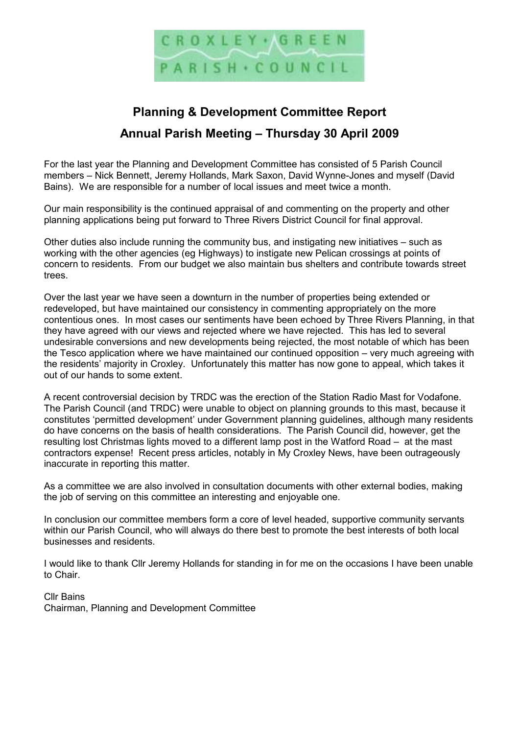CROXLEY • GREEN
PARISH • COUNCIL

## Planning & Development Committee Report

## Annual Parish Meeting – Thursday 30 April 2009

For the last year the Planning and Development Committee has consisted of 5 Parish Council members – Nick Bennett, Jeremy Hollands, Mark Saxon, David Wynne-Jones and myself (David Bains). We are responsible for a number of local issues and meet twice a month.

Our main responsibility is the continued appraisal of and commenting on the property and other planning applications being put forward to Three Rivers District Council for final approval.

Other duties also include running the community bus, and instigating new initiatives – such as working with the other agencies (eg Highways) to instigate new Pelican crossings at points of concern to residents. From our budget we also maintain bus shelters and contribute towards street trees.

Over the last year we have seen a downturn in the number of properties being extended or redeveloped, but have maintained our consistency in commenting appropriately on the more contentious ones. In most cases our sentiments have been echoed by Three Rivers Planning, in that they have agreed with our views and rejected where we have rejected. This has led to several undesirable conversions and new developments being rejected, the most notable of which has been the Tesco application where we have maintained our continued opposition – very much agreeing with the residents' majority in Croxley. Unfortunately this matter has now gone to appeal, which takes it out of our hands to some extent.

A recent controversial decision by TRDC was the erection of the Station Radio Mast for Vodafone. The Parish Council (and TRDC) were unable to object on planning grounds to this mast, because it constitutes 'permitted development' under Government planning guidelines, although many residents do have concerns on the basis of health considerations. The Parish Council did, however, get the resulting lost Christmas lights moved to a different lamp post in the Watford Road – at the mast contractors expense! Recent press articles, notably in My Croxley News, have been outrageously inaccurate in reporting this matter.

As a committee we are also involved in consultation documents with other external bodies, making the job of serving on this committee an interesting and enjoyable one.

In conclusion our committee members form a core of level headed, supportive community servants within our Parish Council, who will always do there best to promote the best interests of both local businesses and residents.

I would like to thank Cllr Jeremy Hollands for standing in for me on the occasions I have been unable to Chair.

Cllr Bains
Chairman, Planning and Development Committee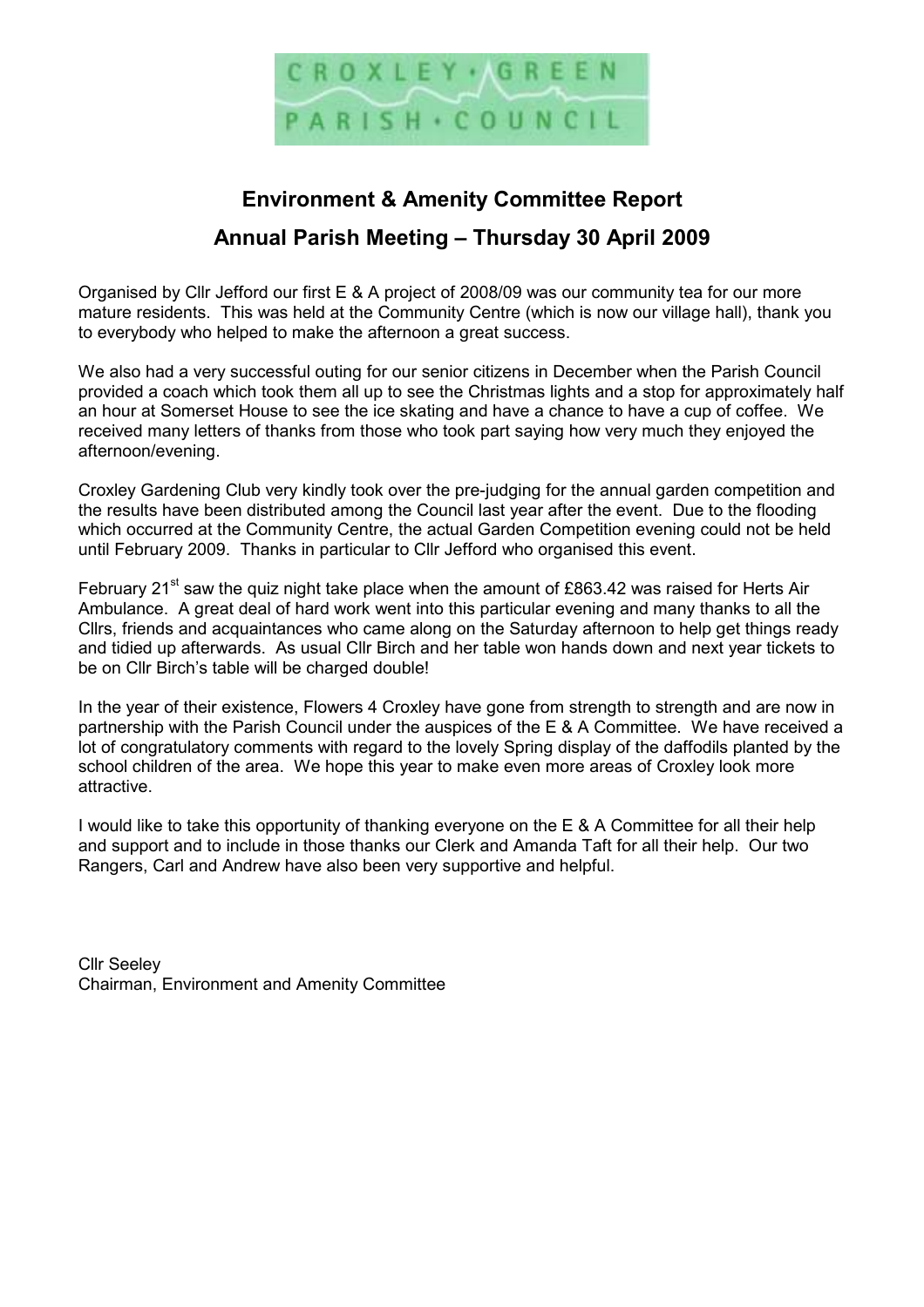CROXLEY • GREEN
PARISH • COUNCIL

# Environment & Amenity Committee Report

## Annual Parish Meeting – Thursday 30 April 2009

Organised by Cllr Jefford our first E & A project of 2008/09 was our community tea for our more mature residents. This was held at the Community Centre (which is now our village hall), thank you to everybody who helped to make the afternoon a great success.

We also had a very successful outing for our senior citizens in December when the Parish Council provided a coach which took them all up to see the Christmas lights and a stop for approximately half an hour at Somerset House to see the ice skating and have a chance to have a cup of coffee. We received many letters of thanks from those who took part saying how very much they enjoyed the afternoon/evening.

Croxley Gardening Club very kindly took over the pre-judging for the annual garden competition and the results have been distributed among the Council last year after the event. Due to the flooding which occurred at the Community Centre, the actual Garden Competition evening could not be held until February 2009. Thanks in particular to Cllr Jefford who organised this event.

February 21st saw the quiz night take place when the amount of £863.42 was raised for Herts Air Ambulance. A great deal of hard work went into this particular evening and many thanks to all the Cllrs, friends and acquaintances who came along on the Saturday afternoon to help get things ready and tidied up afterwards. As usual Cllr Birch and her table won hands down and next year tickets to be on Cllr Birch's table will be charged double!

In the year of their existence, Flowers 4 Croxley have gone from strength to strength and are now in partnership with the Parish Council under the auspices of the E & A Committee. We have received a lot of congratulatory comments with regard to the lovely Spring display of the daffodils planted by the school children of the area. We hope this year to make even more areas of Croxley look more attractive.

I would like to take this opportunity of thanking everyone on the E & A Committee for all their help and support and to include in those thanks our Clerk and Amanda Taft for all their help. Our two Rangers, Carl and Andrew have also been very supportive and helpful.

Cllr Seeley
Chairman, Environment and Amenity Committee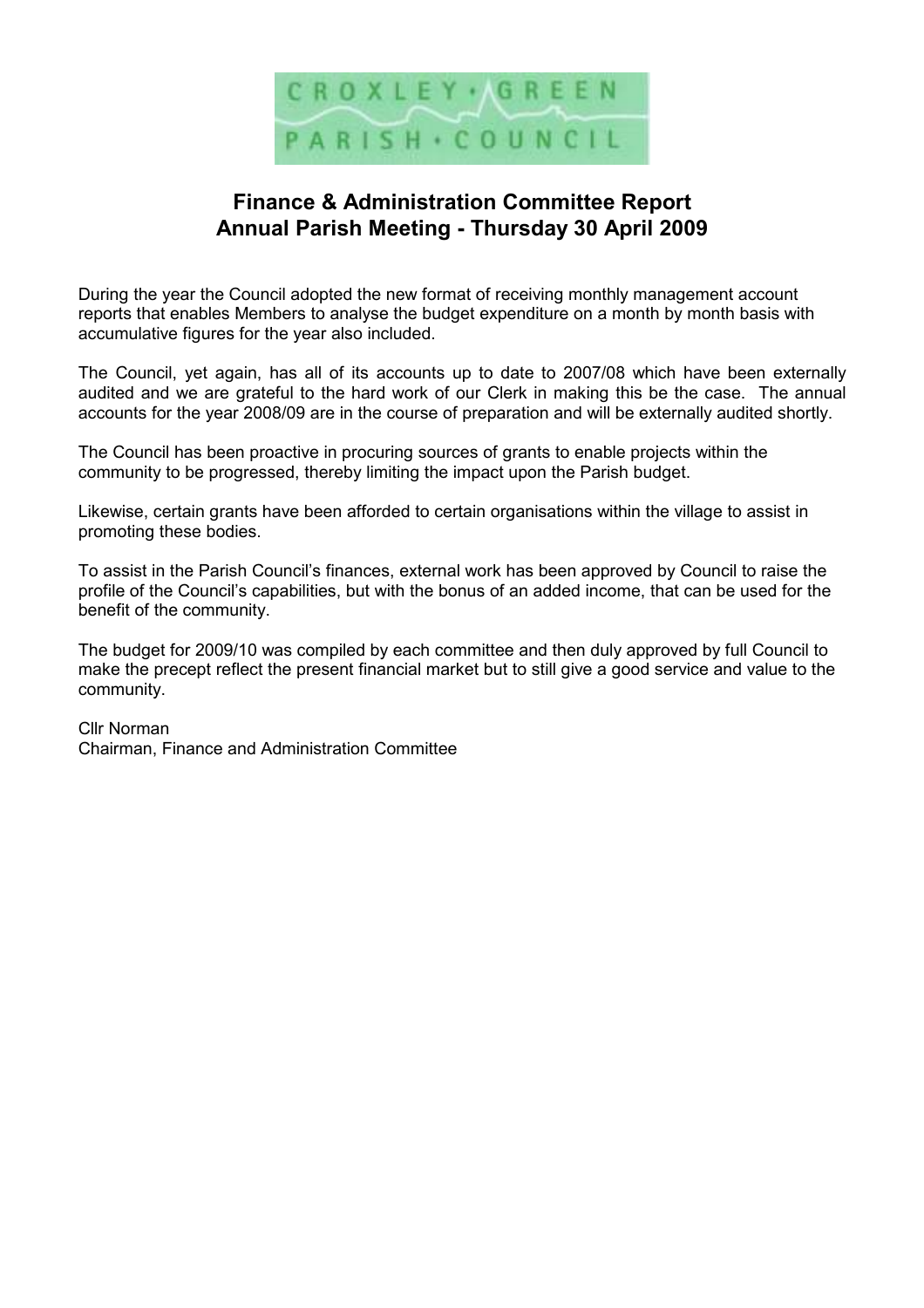CROXLEY • GREEN
PARISH • COUNCIL

## Finance & Administration Committee Report
## Annual Parish Meeting - Thursday 30 April 2009

During the year the Council adopted the new format of receiving monthly management account reports that enables Members to analyse the budget expenditure on a month by month basis with accumulative figures for the year also included.

The Council, yet again, has all of its accounts up to date to 2007/08 which have been externally audited and we are grateful to the hard work of our Clerk in making this be the case. The annual accounts for the year 2008/09 are in the course of preparation and will be externally audited shortly.

The Council has been proactive in procuring sources of grants to enable projects within the community to be progressed, thereby limiting the impact upon the Parish budget.

Likewise, certain grants have been afforded to certain organisations within the village to assist in promoting these bodies.

To assist in the Parish Council's finances, external work has been approved by Council to raise the profile of the Council's capabilities, but with the bonus of an added income, that can be used for the benefit of the community.

The budget for 2009/10 was compiled by each committee and then duly approved by full Council to make the precept reflect the present financial market but to still give a good service and value to the community.

Cllr Norman
Chairman, Finance and Administration Committee